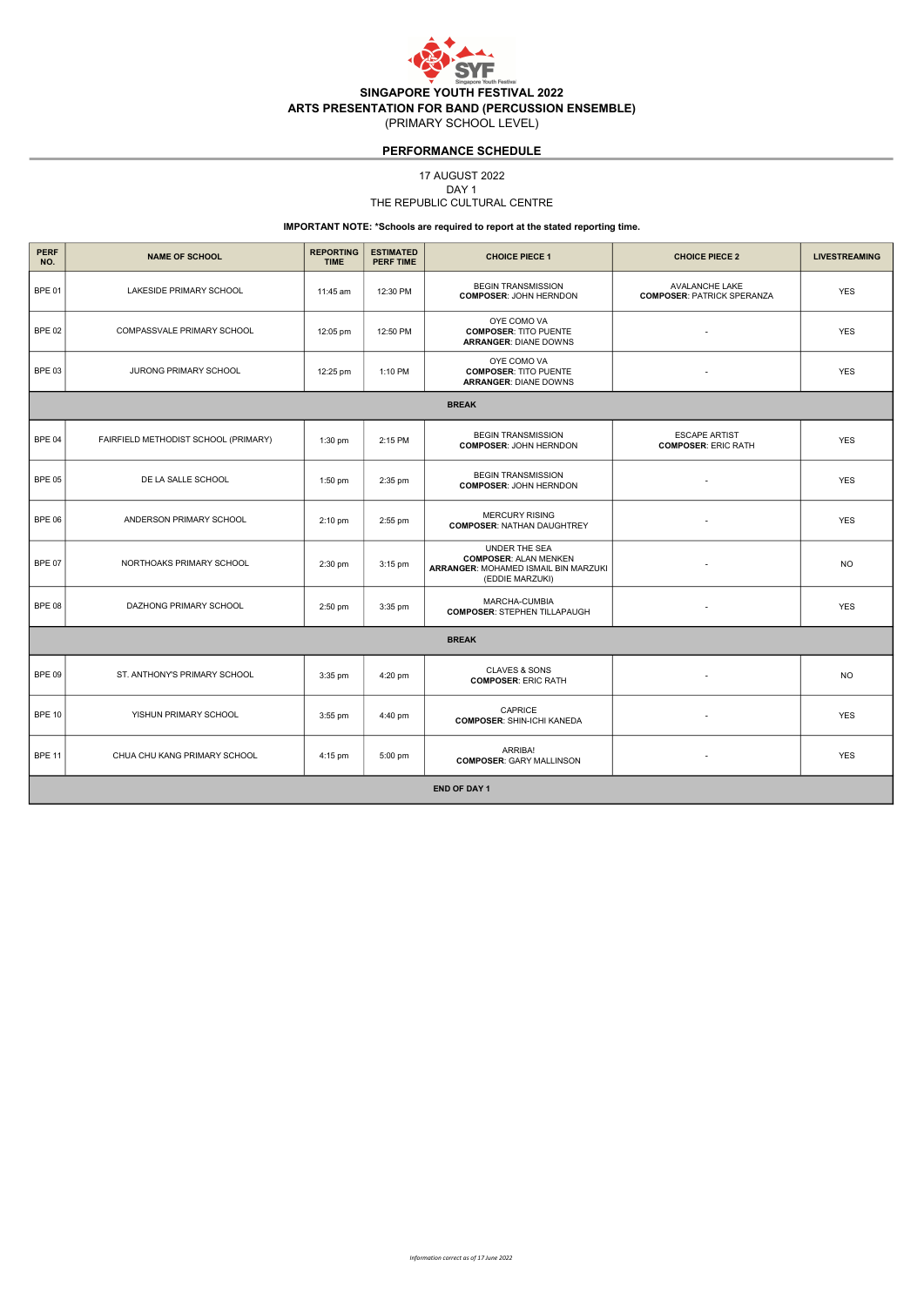# SINGAPORE YOUTH FESTIVAL 2022

## ARTS PRESENTATION FOR BAND (PERCUSSION ENSEMBLE)

(PRIMARY SCHOOL LEVEL)

### PERFORMANCE SCHEDULE

17 AUGUST 2022

DAY 1

THE REPUBLIC CULTURAL CENTRE

**IMPORTANT NOTE: \*Schools are required to report at the stated reporting time.**

| PERF NO. | NAME OF SCHOOL | REPORTING TIME | ESTIMATED PERF TIME | CHOICE PIECE 1 | CHOICE PIECE 2 | LIVESTREAMING |
|---|---|---|---|---|---|---|
| BPE 01 | LAKESIDE PRIMARY SCHOOL | 11:45 am | 12:30 PM | BEGIN TRANSMISSION **COMPOSER**: JOHN HERNDON | AVALANCHE LAKE **COMPOSER**: PATRICK SPERANZA | YES |
| BPE 02 | COMPASSVALE PRIMARY SCHOOL | 12:05 pm | 12:50 PM | OYE COMO VA **COMPOSER**: TITO PUENTE **ARRANGER**: DIANE DOWNS | - | YES |
| BPE 03 | JURONG PRIMARY SCHOOL | 12:25 pm | 1:10 PM | OYE COMO VA **COMPOSER**: TITO PUENTE **ARRANGER**: DIANE DOWNS | - | YES |
| | | | **BREAK** | | | |
| BPE 04 | FAIRFIELD METHODIST SCHOOL (PRIMARY) | 1:30 pm | 2:15 PM | BEGIN TRANSMISSION **COMPOSER**: JOHN HERNDON | ESCAPE ARTIST **COMPOSER**: ERIC RATH | YES |
| BPE 05 | DE LA SALLE SCHOOL | 1:50 pm | 2:35 pm | BEGIN TRANSMISSION **COMPOSER**: JOHN HERNDON | - | YES |
| BPE 06 | ANDERSON PRIMARY SCHOOL | 2:10 pm | 2:55 pm | MERCURY RISING **COMPOSER**: NATHAN DAUGHTREY | - | YES |
| BPE 07 | NORTHOAKS PRIMARY SCHOOL | 2:30 pm | 3:15 pm | UNDER THE SEA **COMPOSER**: ALAN MENKEN **ARRANGER**: MOHAMED ISMAIL BIN MARZUKI (EDDIE MARZUKI) | - | NO |
| BPE 08 | DAZHONG PRIMARY SCHOOL | 2:50 pm | 3:35 pm | MARCHA-CUMBIA **COMPOSER**: STEPHEN TILLAPAUGH | - | YES |
| | | | **BREAK** | | | |
| BPE 09 | ST. ANTHONY'S PRIMARY SCHOOL | 3:35 pm | 4:20 pm | CLAVES & SONS **COMPOSER**: ERIC RATH | - | NO |
| BPE 10 | YISHUN PRIMARY SCHOOL | 3:55 pm | 4:40 pm | CAPRICE **COMPOSER**: SHIN-ICHI KANEDA | - | YES |
| BPE 11 | CHUA CHU KANG PRIMARY SCHOOL | 4:15 pm | 5:00 pm | ARRIBA! **COMPOSER**: GARY MALLINSON | - | YES |
| | | | **END OF DAY 1** | | | |

*Information correct as of 17 June 2022*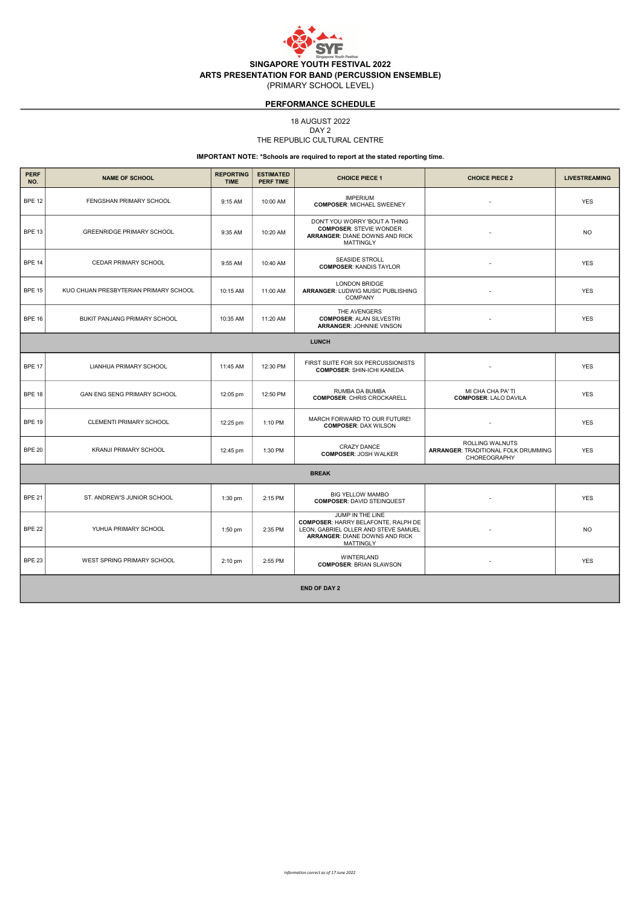# SINGAPORE YOUTH FESTIVAL 2022
## ARTS PRESENTATION FOR BAND (PERCUSSION ENSEMBLE)
(PRIMARY SCHOOL LEVEL)

## PERFORMANCE SCHEDULE

18 AUGUST 2022
DAY 2
THE REPUBLIC CULTURAL CENTRE

**IMPORTANT NOTE: *Schools are required to report at the stated reporting time.**

| PERF NO. | NAME OF SCHOOL | REPORTING TIME | ESTIMATED PERF TIME | CHOICE PIECE 1 | CHOICE PIECE 2 | LIVESTREAMING |
|---|---|---|---|---|---|---|
| BPE 12 | FENGSHAN PRIMARY SCHOOL | 9:15 AM | 10:00 AM | IMPERIUM **COMPOSER**: MICHAEL SWEENEY | - | YES |
| BPE 13 | GREENRIDGE PRIMARY SCHOOL | 9:35 AM | 10:20 AM | DON'T YOU WORRY 'BOUT A THING **COMPOSER**: STEVIE WONDER **ARRANGER**: DIANE DOWNS AND RICK MATTINGLY | - | NO |
| BPE 14 | CEDAR PRIMARY SCHOOL | 9:55 AM | 10:40 AM | SEASIDE STROLL **COMPOSER**: KANDIS TAYLOR | - | YES |
| BPE 15 | KUO CHUAN PRESBYTERIAN PRIMARY SCHOOL | 10:15 AM | 11:00 AM | LONDON BRIDGE **ARRANGER**: LUDWIG MUSIC PUBLISHING COMPANY | - | YES |
| BPE 16 | BUKIT PANJANG PRIMARY SCHOOL | 10:35 AM | 11:20 AM | THE AVENGERS **COMPOSER**: ALAN SILVESTRI **ARRANGER**: JOHNNIE VINSON | - | YES |
| **LUNCH** | | | | | | |
| BPE 17 | LIANHUA PRIMARY SCHOOL | 11:45 AM | 12:30 PM | FIRST SUITE FOR SIX PERCUSSIONISTS **COMPOSER**: SHIN-ICHI KANEDA | - | YES |
| BPE 18 | GAN ENG SENG PRIMARY SCHOOL | 12:05 pm | 12:50 PM | RUMBA DA BUMBA **COMPOSER**: CHRIS CROCKARELL | MI CHA CHA PA' TI **COMPOSER**: LALO DAVILA | YES |
| BPE 19 | CLEMENTI PRIMARY SCHOOL | 12:25 pm | 1:10 PM | MARCH FORWARD TO OUR FUTURE! **COMPOSER**: DAX WILSON | - | YES |
| BPE 20 | KRANJI PRIMARY SCHOOL | 12:45 pm | 1:30 PM | CRAZY DANCE **COMPOSER**: JOSH WALKER | ROLLING WALNUTS **ARRANGER**: TRADITIONAL FOLK DRUMMING CHOREOGRAPHY | YES |
| **BREAK** | | | | | | |
| BPE 21 | ST. ANDREW'S JUNIOR SCHOOL | 1:30 pm | 2:15 PM | BIG YELLOW MAMBO **COMPOSER**: DAVID STEINQUEST | - | YES |
| BPE 22 | YUHUA PRIMARY SCHOOL | 1:50 pm | 2:35 PM | JUMP IN THE LINE **COMPOSER**: HARRY BELAFONTE, RALPH DE LEON, GABRIEL OLLER AND STEVE SAMUEL **ARRANGER**: DIANE DOWNS AND RICK MATTINGLY | - | NO |
| BPE 23 | WEST SPRING PRIMARY SCHOOL | 2:10 pm | 2:55 PM | WINTERLAND **COMPOSER**: BRIAN SLAWSON | - | YES |
| **END OF DAY 2** | | | | | | |

*Information correct as of 17 June 2022*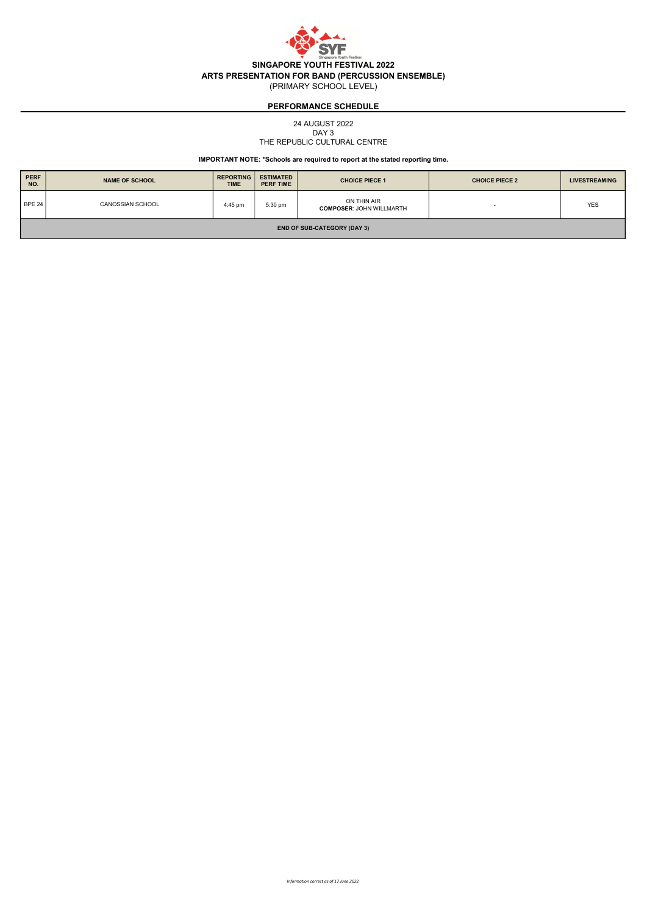# SINGAPORE YOUTH FESTIVAL 2022

## ARTS PRESENTATION FOR BAND (PERCUSSION ENSEMBLE)

(PRIMARY SCHOOL LEVEL)

### PERFORMANCE SCHEDULE

24 AUGUST 2022
DAY 3
THE REPUBLIC CULTURAL CENTRE

**IMPORTANT NOTE: *Schools are required to report at the stated reporting time.**

| PERF NO. | NAME OF SCHOOL | REPORTING TIME | ESTIMATED PERF TIME | CHOICE PIECE 1 | CHOICE PIECE 2 | LIVESTREAMING |
|---|---|---|---|---|---|---|
| BPE 24 | CANOSSIAN SCHOOL | 4:45 pm | 5:30 pm | ON THIN AIR **COMPOSER**: JOHN WILLMARTH | - | YES |
| **END OF SUB-CATEGORY (DAY 3)** | | | | | | |

*Information correct as of 17 June 2022*